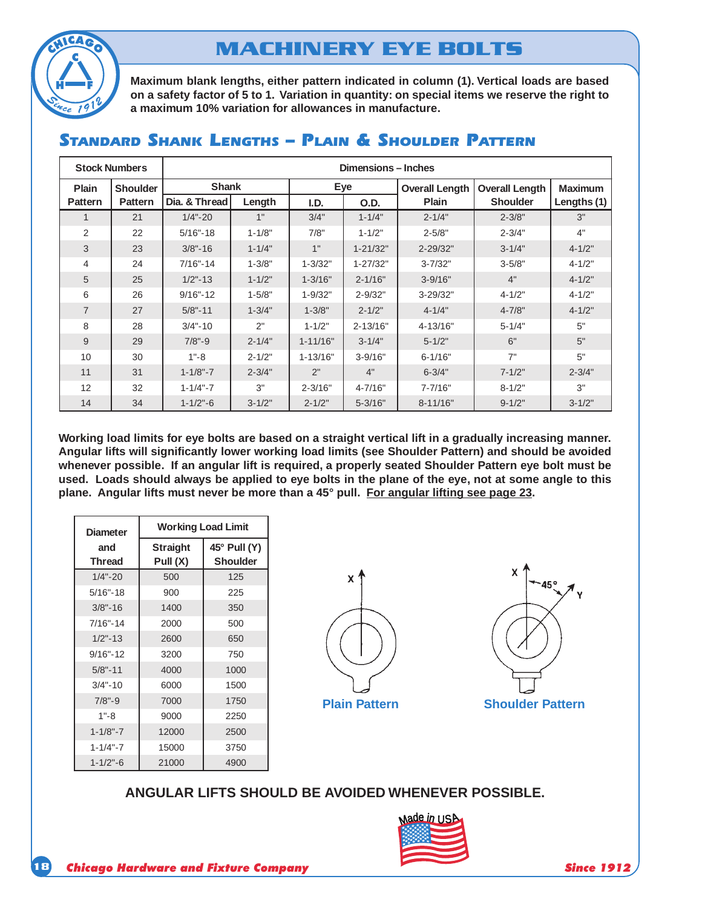# MACHINERY EYE BOLTS

**Maximum blank lengths, either pattern indicated in column (1). Vertical loads are based on a safety factor of 5 to 1. Variation in quantity: on special items we reserve the right to a maximum 10% variation for allowances in manufacture.**

## Standard Shank Lengths – Plain & Shoulder Pattern

| Stock Numbers | | Dimensions – Inches | | | | | | |
|---|---|---|---|---|---|---|---|---|
| | | Shank | | Eye | | Overall Length | Overall Length | Maximum |
| Plain Pattern | Shoulder Pattern | Dia. & Thread | Length | I.D. | O.D. | Plain | Shoulder | Lengths (1) |
| 1 | 21 | 1/4"-20 | 1" | 3/4" | 1-1/4" | 2-1/4" | 2-3/8" | 3" |
| 2 | 22 | 5/16"-18 | 1-1/8" | 7/8" | 1-1/2" | 2-5/8" | 2-3/4" | 4" |
| 3 | 23 | 3/8"-16 | 1-1/4" | 1" | 1-21/32" | 2-29/32" | 3-1/4" | 4-1/2" |
| 4 | 24 | 7/16"-14 | 1-3/8" | 1-3/32" | 1-27/32" | 3-7/32" | 3-5/8" | 4-1/2" |
| 5 | 25 | 1/2"-13 | 1-1/2" | 1-3/16" | 2-1/16" | 3-9/16" | 4" | 4-1/2" |
| 6 | 26 | 9/16"-12 | 1-5/8" | 1-9/32" | 2-9/32" | 3-29/32" | 4-1/2" | 4-1/2" |
| 7 | 27 | 5/8"-11 | 1-3/4" | 1-3/8" | 2-1/2" | 4-1/4" | 4-7/8" | 4-1/2" |
| 8 | 28 | 3/4"-10 | 2" | 1-1/2" | 2-13/16" | 4-13/16" | 5-1/4" | 5" |
| 9 | 29 | 7/8"-9 | 2-1/4" | 1-11/16" | 3-1/4" | 5-1/2" | 6" | 5" |
| 10 | 30 | 1"-8 | 2-1/2" | 1-13/16" | 3-9/16" | 6-1/16" | 7" | 5" |
| 11 | 31 | 1-1/8"-7 | 2-3/4" | 2" | 4" | 6-3/4" | 7-1/2" | 2-3/4" |
| 12 | 32 | 1-1/4"-7 | 3" | 2-3/16" | 4-7/16" | 7-7/16" | 8-1/2" | 3" |
| 14 | 34 | 1-1/2"-6 | 3-1/2" | 2-1/2" | 5-3/16" | 8-11/16" | 9-1/2" | 3-1/2" |

**Working load limits for eye bolts are based on a straight vertical lift in a gradually increasing manner. Angular lifts will significantly lower working load limits (see Shoulder Pattern) and should be avoided whenever possible. If an angular lift is required, a properly seated Shoulder Pattern eye bolt must be used. Loads should always be applied to eye bolts in the plane of the eye, not at some angle to this plane. Angular lifts must never be more than a 45° pull. For angular lifting see page 23.**

| Diameter and Thread | Working Load Limit | |
|---|---|---|
| | Straight Pull (X) | 45° Pull (Y) Shoulder |
| 1/4"-20 | 500 | 125 |
| 5/16"-18 | 900 | 225 |
| 3/8"-16 | 1400 | 350 |
| 7/16"-14 | 2000 | 500 |
| 1/2"-13 | 2600 | 650 |
| 9/16"-12 | 3200 | 750 |
| 5/8"-11 | 4000 | 1000 |
| 3/4"-10 | 6000 | 1500 |
| 7/8"-9 | 7000 | 1750 |
| 1"-8 | 9000 | 2250 |
| 1-1/8"-7 | 12000 | 2500 |
| 1-1/4"-7 | 15000 | 3750 |
| 1-1/2"-6 | 21000 | 4900 |

Plain Pattern

Shoulder Pattern

**ANGULAR LIFTS SHOULD BE AVOIDED WHENEVER POSSIBLE.**

Made in USA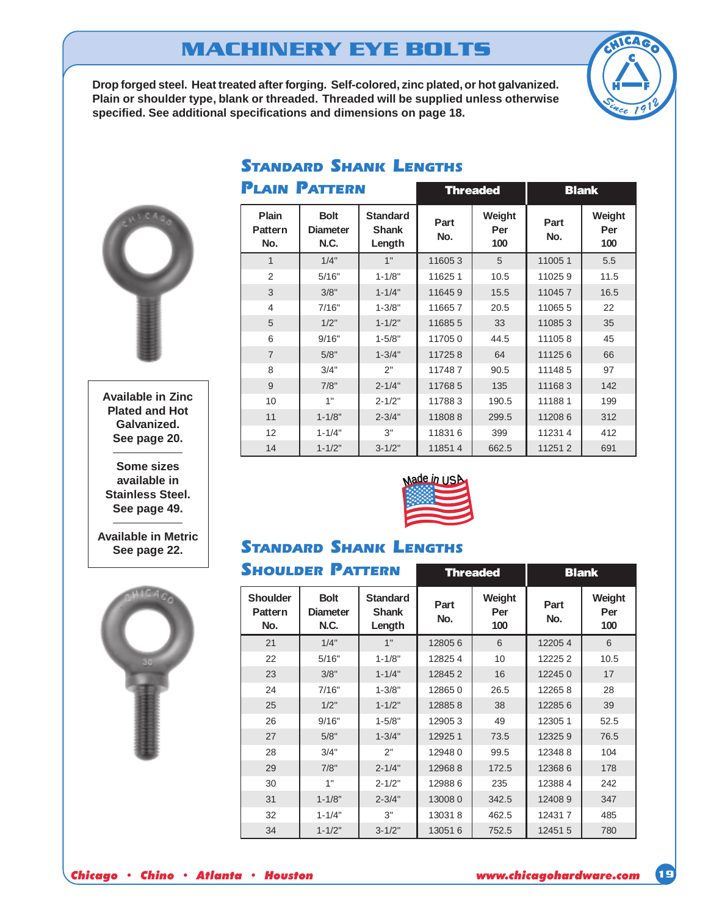# MACHINERY EYE BOLTS

**Drop forged steel. Heat treated after forging. Self-colored, zinc plated, or hot galvanized. Plain or shoulder type, blank or threaded. Threaded will be supplied unless otherwise specified. See additional specifications and dimensions on page 18.**

**Available in Zinc Plated and Hot Galvanized. See page 20.**

**Some sizes available in Stainless Steel. See page 49.**

**Available in Metric See page 22.**

## Standard Shank Lengths
## Plain Pattern

| | | | Threaded | | Blank | |
|---|---|---|---|---|---|---|
| Plain Pattern No. | Bolt Diameter N.C. | Standard Shank Length | Part No. | Weight Per 100 | Part No. | Weight Per 100 |
| 1 | 1/4" | 1" | 11605 3 | 5 | 11005 1 | 5.5 |
| 2 | 5/16" | 1-1/8" | 11625 1 | 10.5 | 11025 9 | 11.5 |
| 3 | 3/8" | 1-1/4" | 11645 9 | 15.5 | 11045 7 | 16.5 |
| 4 | 7/16" | 1-3/8" | 11665 7 | 20.5 | 11065 5 | 22 |
| 5 | 1/2" | 1-1/2" | 11685 5 | 33 | 11085 3 | 35 |
| 6 | 9/16" | 1-5/8" | 11705 0 | 44.5 | 11105 8 | 45 |
| 7 | 5/8" | 1-3/4" | 11725 8 | 64 | 11125 6 | 66 |
| 8 | 3/4" | 2" | 11748 7 | 90.5 | 11148 5 | 97 |
| 9 | 7/8" | 2-1/4" | 11768 5 | 135 | 11168 3 | 142 |
| 10 | 1" | 2-1/2" | 11788 3 | 190.5 | 11188 1 | 199 |
| 11 | 1-1/8" | 2-3/4" | 11808 8 | 299.5 | 11208 6 | 312 |
| 12 | 1-1/4" | 3" | 11831 6 | 399 | 11231 4 | 412 |
| 14 | 1-1/2" | 3-1/2" | 11851 4 | 662.5 | 11251 2 | 691 |

Made in USA

## Standard Shank Lengths
## Shoulder Pattern

| | | | Threaded | | Blank | |
|---|---|---|---|---|---|---|
| Shoulder Pattern No. | Bolt Diameter N.C. | Standard Shank Length | Part No. | Weight Per 100 | Part No. | Weight Per 100 |
| 21 | 1/4" | 1" | 12805 6 | 6 | 12205 4 | 6 |
| 22 | 5/16" | 1-1/8" | 12825 4 | 10 | 12225 2 | 10.5 |
| 23 | 3/8" | 1-1/4" | 12845 2 | 16 | 12245 0 | 17 |
| 24 | 7/16" | 1-3/8" | 12865 0 | 26.5 | 12265 8 | 28 |
| 25 | 1/2" | 1-1/2" | 12885 8 | 38 | 12285 6 | 39 |
| 26 | 9/16" | 1-5/8" | 12905 3 | 49 | 12305 1 | 52.5 |
| 27 | 5/8" | 1-3/4" | 12925 1 | 73.5 | 12325 9 | 76.5 |
| 28 | 3/4" | 2" | 12948 0 | 99.5 | 12348 8 | 104 |
| 29 | 7/8" | 2-1/4" | 12968 8 | 172.5 | 12368 6 | 178 |
| 30 | 1" | 2-1/2" | 12988 6 | 235 | 12388 4 | 242 |
| 31 | 1-1/8" | 2-3/4" | 13008 0 | 342.5 | 12408 9 | 347 |
| 32 | 1-1/4" | 3" | 13031 8 | 462.5 | 12431 7 | 485 |
| 34 | 1-1/2" | 3-1/2" | 13051 6 | 752.5 | 12451 5 | 780 |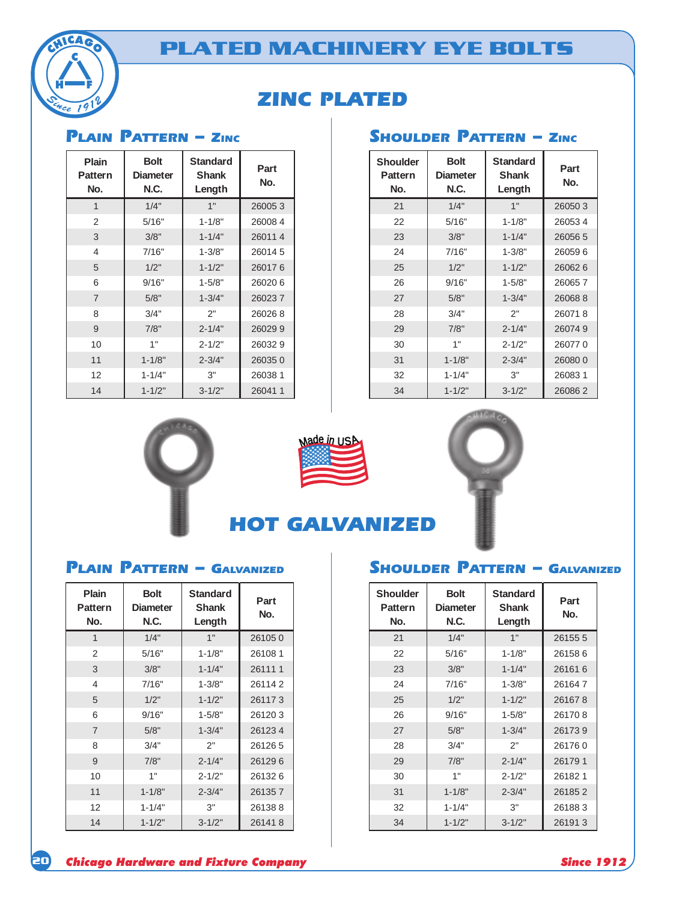# PLATED MACHINERY EYE BOLTS

## ZINC PLATED

### Plain Pattern – Zinc

| Plain Pattern No. | Bolt Diameter N.C. | Standard Shank Length | Part No. |
|---|---|---|---|
| 1 | 1/4" | 1" | 26005 3 |
| 2 | 5/16" | 1-1/8" | 26008 4 |
| 3 | 3/8" | 1-1/4" | 26011 4 |
| 4 | 7/16" | 1-3/8" | 26014 5 |
| 5 | 1/2" | 1-1/2" | 26017 6 |
| 6 | 9/16" | 1-5/8" | 26020 6 |
| 7 | 5/8" | 1-3/4" | 26023 7 |
| 8 | 3/4" | 2" | 26026 8 |
| 9 | 7/8" | 2-1/4" | 26029 9 |
| 10 | 1" | 2-1/2" | 26032 9 |
| 11 | 1-1/8" | 2-3/4" | 26035 0 |
| 12 | 1-1/4" | 3" | 26038 1 |
| 14 | 1-1/2" | 3-1/2" | 26041 1 |

### Shoulder Pattern – Zinc

| Shoulder Pattern No. | Bolt Diameter N.C. | Standard Shank Length | Part No. |
|---|---|---|---|
| 21 | 1/4" | 1" | 26050 3 |
| 22 | 5/16" | 1-1/8" | 26053 4 |
| 23 | 3/8" | 1-1/4" | 26056 5 |
| 24 | 7/16" | 1-3/8" | 26059 6 |
| 25 | 1/2" | 1-1/2" | 26062 6 |
| 26 | 9/16" | 1-5/8" | 26065 7 |
| 27 | 5/8" | 1-3/4" | 26068 8 |
| 28 | 3/4" | 2" | 26071 8 |
| 29 | 7/8" | 2-1/4" | 26074 9 |
| 30 | 1" | 2-1/2" | 26077 0 |
| 31 | 1-1/8" | 2-3/4" | 26080 0 |
| 32 | 1-1/4" | 3" | 26083 1 |
| 34 | 1-1/2" | 3-1/2" | 26086 2 |

Made in USA

## HOT GALVANIZED

### Plain Pattern – Galvanized

| Plain Pattern No. | Bolt Diameter N.C. | Standard Shank Length | Part No. |
|---|---|---|---|
| 1 | 1/4" | 1" | 26105 0 |
| 2 | 5/16" | 1-1/8" | 26108 1 |
| 3 | 3/8" | 1-1/4" | 26111 1 |
| 4 | 7/16" | 1-3/8" | 26114 2 |
| 5 | 1/2" | 1-1/2" | 26117 3 |
| 6 | 9/16" | 1-5/8" | 26120 3 |
| 7 | 5/8" | 1-3/4" | 26123 4 |
| 8 | 3/4" | 2" | 26126 5 |
| 9 | 7/8" | 2-1/4" | 26129 6 |
| 10 | 1" | 2-1/2" | 26132 6 |
| 11 | 1-1/8" | 2-3/4" | 26135 7 |
| 12 | 1-1/4" | 3" | 26138 8 |
| 14 | 1-1/2" | 3-1/2" | 26141 8 |

### Shoulder Pattern – Galvanized

| Shoulder Pattern No. | Bolt Diameter N.C. | Standard Shank Length | Part No. |
|---|---|---|---|
| 21 | 1/4" | 1" | 26155 5 |
| 22 | 5/16" | 1-1/8" | 26158 6 |
| 23 | 3/8" | 1-1/4" | 26161 6 |
| 24 | 7/16" | 1-3/8" | 26164 7 |
| 25 | 1/2" | 1-1/2" | 26167 8 |
| 26 | 9/16" | 1-5/8" | 26170 8 |
| 27 | 5/8" | 1-3/4" | 26173 9 |
| 28 | 3/4" | 2" | 26176 0 |
| 29 | 7/8" | 2-1/4" | 26179 1 |
| 30 | 1" | 2-1/2" | 26182 1 |
| 31 | 1-1/8" | 2-3/4" | 26185 2 |
| 32 | 1-1/4" | 3" | 26188 3 |
| 34 | 1-1/2" | 3-1/2" | 26191 3 |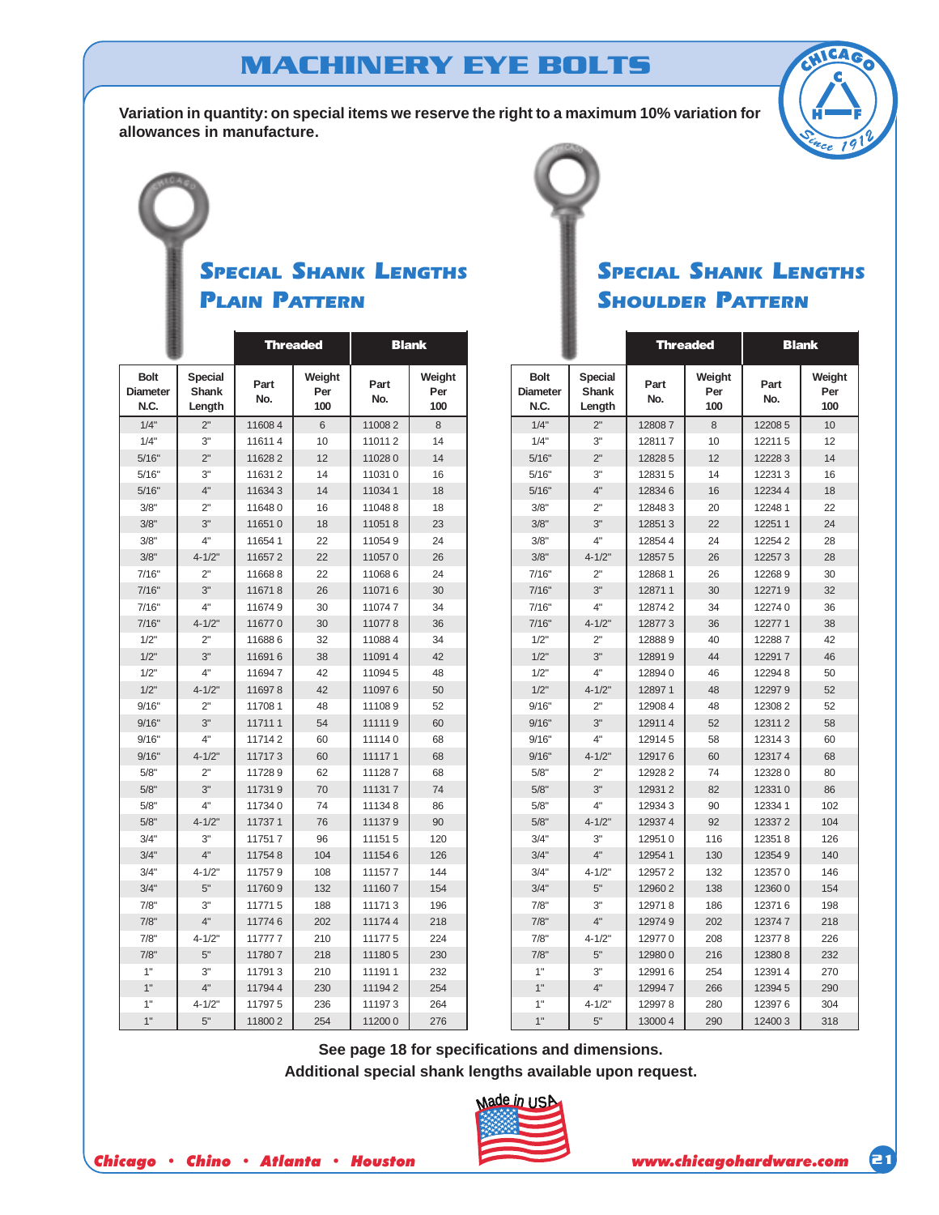# MACHINERY EYE BOLTS

**Variation in quantity: on special items we reserve the right to a maximum 10% variation for allowances in manufacture.**

## Special Shank Lengths Plain Pattern

| | | Threaded | | Blank | |
|---|---|---|---|---|---|
| Bolt Diameter N.C. | Special Shank Length | Part No. | Weight Per 100 | Part No. | Weight Per 100 |
| 1/4" | 2" | 11608 4 | 6 | 11008 2 | 8 |
| 1/4" | 3" | 11611 4 | 10 | 11011 2 | 14 |
| 5/16" | 2" | 11628 2 | 12 | 11028 0 | 14 |
| 5/16" | 3" | 11631 2 | 14 | 11031 0 | 16 |
| 5/16" | 4" | 11634 3 | 14 | 11034 1 | 18 |
| 3/8" | 2" | 11648 0 | 16 | 11048 8 | 18 |
| 3/8" | 3" | 11651 0 | 18 | 11051 8 | 23 |
| 3/8" | 4" | 11654 1 | 22 | 11054 9 | 24 |
| 3/8" | 4-1/2" | 11657 2 | 22 | 11057 0 | 26 |
| 7/16" | 2" | 11668 8 | 22 | 11068 6 | 24 |
| 7/16" | 3" | 11671 8 | 26 | 11071 6 | 30 |
| 7/16" | 4" | 11674 9 | 30 | 11074 7 | 34 |
| 7/16" | 4-1/2" | 11677 0 | 30 | 11077 8 | 36 |
| 1/2" | 2" | 11688 6 | 32 | 11088 4 | 34 |
| 1/2" | 3" | 11691 6 | 38 | 11091 4 | 42 |
| 1/2" | 4" | 11694 7 | 42 | 11094 5 | 48 |
| 1/2" | 4-1/2" | 11697 8 | 42 | 11097 6 | 50 |
| 9/16" | 2" | 11708 1 | 48 | 11108 9 | 52 |
| 9/16" | 3" | 11711 1 | 54 | 11111 9 | 60 |
| 9/16" | 4" | 11714 2 | 60 | 11114 0 | 68 |
| 9/16" | 4-1/2" | 11717 3 | 60 | 11117 1 | 68 |
| 5/8" | 2" | 11728 9 | 62 | 11128 7 | 68 |
| 5/8" | 3" | 11731 9 | 70 | 11131 7 | 74 |
| 5/8" | 4" | 11734 0 | 74 | 11134 8 | 86 |
| 5/8" | 4-1/2" | 11737 1 | 76 | 11137 9 | 90 |
| 3/4" | 3" | 11751 7 | 96 | 11151 5 | 120 |
| 3/4" | 4" | 11754 8 | 104 | 11154 6 | 126 |
| 3/4" | 4-1/2" | 11757 9 | 108 | 11157 7 | 144 |
| 3/4" | 5" | 11760 9 | 132 | 11160 7 | 154 |
| 7/8" | 3" | 11771 5 | 188 | 11171 3 | 196 |
| 7/8" | 4" | 11774 6 | 202 | 11174 4 | 218 |
| 7/8" | 4-1/2" | 11777 7 | 210 | 11177 5 | 224 |
| 7/8" | 5" | 11780 7 | 218 | 11180 5 | 230 |
| 1" | 3" | 11791 3 | 210 | 11191 1 | 232 |
| 1" | 4" | 11794 4 | 230 | 11194 2 | 254 |
| 1" | 4-1/2" | 11797 5 | 236 | 11197 3 | 264 |
| 1" | 5" | 11800 2 | 254 | 11200 0 | 276 |

## Special Shank Lengths Shoulder Pattern

| | | Threaded | | Blank | |
|---|---|---|---|---|---|
| Bolt Diameter N.C. | Special Shank Length | Part No. | Weight Per 100 | Part No. | Weight Per 100 |
| 1/4" | 2" | 12808 7 | 8 | 12208 5 | 10 |
| 1/4" | 3" | 12811 7 | 10 | 12211 5 | 12 |
| 5/16" | 2" | 12828 5 | 12 | 12228 3 | 14 |
| 5/16" | 3" | 12831 5 | 14 | 12231 3 | 16 |
| 5/16" | 4" | 12834 6 | 16 | 12234 4 | 18 |
| 3/8" | 2" | 12848 3 | 20 | 12248 1 | 22 |
| 3/8" | 3" | 12851 3 | 22 | 12251 1 | 24 |
| 3/8" | 4" | 12854 4 | 24 | 12254 2 | 28 |
| 3/8" | 4-1/2" | 12857 5 | 26 | 12257 3 | 28 |
| 7/16" | 2" | 12868 1 | 26 | 12268 9 | 30 |
| 7/16" | 3" | 12871 1 | 30 | 12271 9 | 32 |
| 7/16" | 4" | 12874 2 | 34 | 12274 0 | 36 |
| 7/16" | 4-1/2" | 12877 3 | 36 | 12277 1 | 38 |
| 1/2" | 2" | 12888 9 | 40 | 12288 7 | 42 |
| 1/2" | 3" | 12891 9 | 44 | 12291 7 | 46 |
| 1/2" | 4" | 12894 0 | 46 | 12294 8 | 50 |
| 1/2" | 4-1/2" | 12897 1 | 48 | 12297 9 | 52 |
| 9/16" | 2" | 12908 4 | 48 | 12308 2 | 52 |
| 9/16" | 3" | 12911 4 | 52 | 12311 2 | 58 |
| 9/16" | 4" | 12914 5 | 58 | 12314 3 | 60 |
| 9/16" | 4-1/2" | 12917 6 | 60 | 12317 4 | 68 |
| 5/8" | 2" | 12928 2 | 74 | 12328 0 | 80 |
| 5/8" | 3" | 12931 2 | 82 | 12331 0 | 86 |
| 5/8" | 4" | 12934 3 | 90 | 12334 1 | 102 |
| 5/8" | 4-1/2" | 12937 4 | 92 | 12337 2 | 104 |
| 3/4" | 3" | 12951 0 | 116 | 12351 8 | 126 |
| 3/4" | 4" | 12954 1 | 130 | 12354 9 | 140 |
| 3/4" | 4-1/2" | 12957 2 | 132 | 12357 0 | 146 |
| 3/4" | 5" | 12960 2 | 138 | 12360 0 | 154 |
| 7/8" | 3" | 12971 8 | 186 | 12371 6 | 198 |
| 7/8" | 4" | 12974 9 | 202 | 12374 7 | 218 |
| 7/8" | 4-1/2" | 12977 0 | 208 | 12377 8 | 226 |
| 7/8" | 5" | 12980 0 | 216 | 12380 8 | 232 |
| 1" | 3" | 12991 6 | 254 | 12391 4 | 270 |
| 1" | 4" | 12994 7 | 266 | 12394 5 | 290 |
| 1" | 4-1/2" | 12997 8 | 280 | 12397 6 | 304 |
| 1" | 5" | 13000 4 | 290 | 12400 3 | 318 |

**See page 18 for specifications and dimensions.**
**Additional special shank lengths available upon request.**

Made in USA

*Chicago • Chino • Atlanta • Houston*

*www.chicagohardware.com*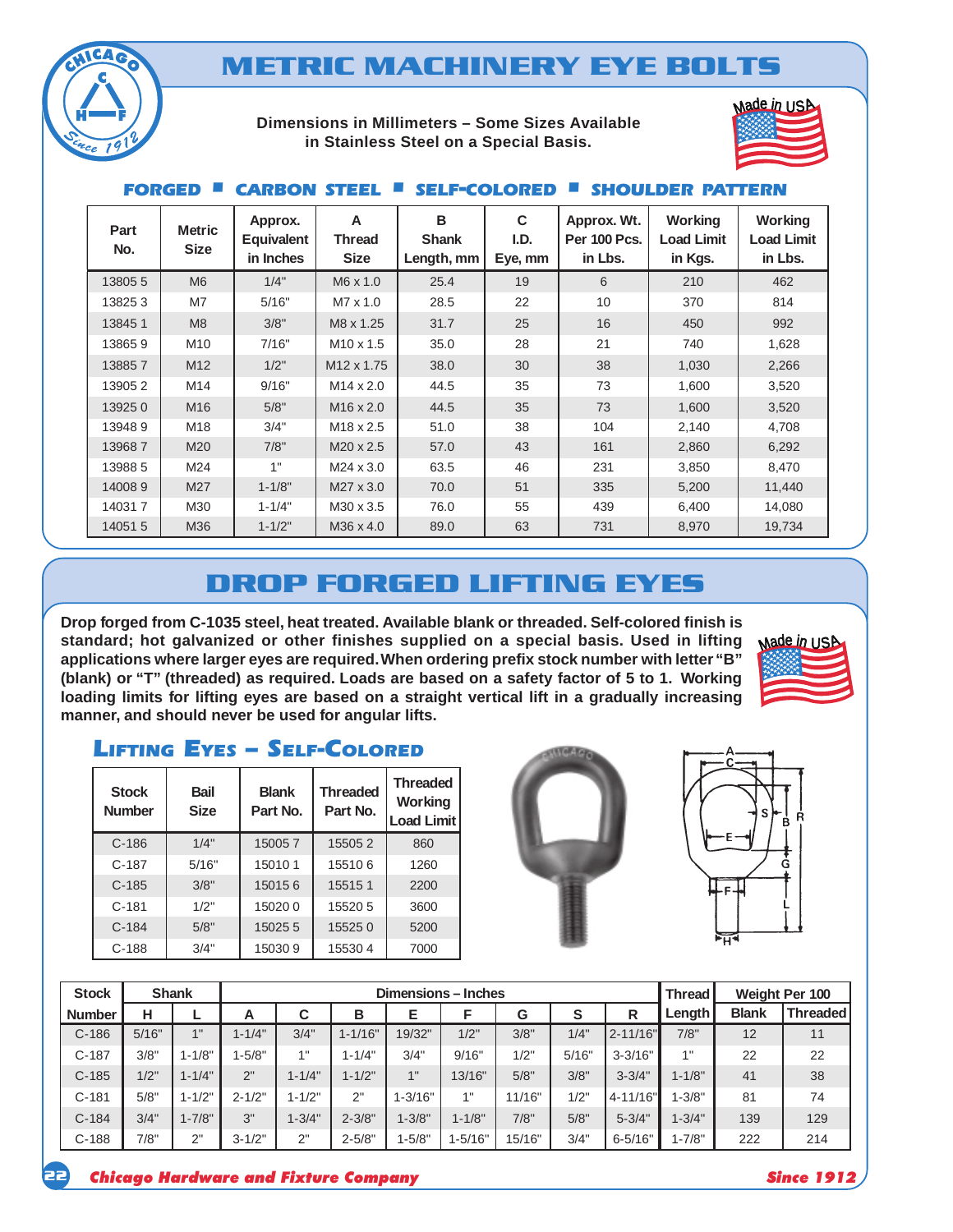# METRIC MACHINERY EYE BOLTS

**Dimensions in Millimeters – Some Sizes Available in Stainless Steel on a Special Basis.**

Made in USA

## FORGED ■ CARBON STEEL ■ SELF-COLORED ■ SHOULDER PATTERN

| Part No. | Metric Size | Approx. Equivalent in Inches | A Thread Size | B Shank Length, mm | C I.D. Eye, mm | Approx. Wt. Per 100 Pcs. in Lbs. | Working Load Limit in Kgs. | Working Load Limit in Lbs. |
|---|---|---|---|---|---|---|---|---|
| 13805 5 | M6 | 1/4" | M6 x 1.0 | 25.4 | 19 | 6 | 210 | 462 |
| 13825 3 | M7 | 5/16" | M7 x 1.0 | 28.5 | 22 | 10 | 370 | 814 |
| 13845 1 | M8 | 3/8" | M8 x 1.25 | 31.7 | 25 | 16 | 450 | 992 |
| 13865 9 | M10 | 7/16" | M10 x 1.5 | 35.0 | 28 | 21 | 740 | 1,628 |
| 13885 7 | M12 | 1/2" | M12 x 1.75 | 38.0 | 30 | 38 | 1,030 | 2,266 |
| 13905 2 | M14 | 9/16" | M14 x 2.0 | 44.5 | 35 | 73 | 1,600 | 3,520 |
| 13925 0 | M16 | 5/8" | M16 x 2.0 | 44.5 | 35 | 73 | 1,600 | 3,520 |
| 13948 9 | M18 | 3/4" | M18 x 2.5 | 51.0 | 38 | 104 | 2,140 | 4,708 |
| 13968 7 | M20 | 7/8" | M20 x 2.5 | 57.0 | 43 | 161 | 2,860 | 6,292 |
| 13988 5 | M24 | 1" | M24 x 3.0 | 63.5 | 46 | 231 | 3,850 | 8,470 |
| 14008 9 | M27 | 1-1/8" | M27 x 3.0 | 70.0 | 51 | 335 | 5,200 | 11,440 |
| 14031 7 | M30 | 1-1/4" | M30 x 3.5 | 76.0 | 55 | 439 | 6,400 | 14,080 |
| 14051 5 | M36 | 1-1/2" | M36 x 4.0 | 89.0 | 63 | 731 | 8,970 | 19,734 |

# DROP FORGED LIFTING EYES

**Drop forged from C-1035 steel, heat treated. Available blank or threaded. Self-colored finish is standard; hot galvanized or other finishes supplied on a special basis. Used in lifting applications where larger eyes are required. When ordering prefix stock number with letter "B" (blank) or "T" (threaded) as required. Loads are based on a safety factor of 5 to 1. Working loading limits for lifting eyes are based on a straight vertical lift in a gradually increasing manner, and should never be used for angular lifts.**

Made in USA

## Lifting Eyes – Self-Colored

| Stock Number | Bail Size | Blank Part No. | Threaded Part No. | Threaded Working Load Limit |
|---|---|---|---|---|
| C-186 | 1/4" | 15005 7 | 15505 2 | 860 |
| C-187 | 5/16" | 15010 1 | 15510 6 | 1260 |
| C-185 | 3/8" | 15015 6 | 15515 1 | 2200 |
| C-181 | 1/2" | 15020 0 | 15520 5 | 3600 |
| C-184 | 5/8" | 15025 5 | 15525 0 | 5200 |
| C-188 | 3/4" | 15030 9 | 15530 4 | 7000 |

| Stock | Shank | | Dimensions – Inches | | | | | | | | Thread | Weight Per 100 | |
|---|---|---|---|---|---|---|---|---|---|---|---|---|---|
| Number | H | L | A | C | B | E | F | G | S | R | Length | Blank | Threaded |
| C-186 | 5/16" | 1" | 1-1/4" | 3/4" | 1-1/16" | 19/32" | 1/2" | 3/8" | 1/4" | 2-11/16" | 7/8" | 12 | 11 |
| C-187 | 3/8" | 1-1/8" | 1-5/8" | 1" | 1-1/4" | 3/4" | 9/16" | 1/2" | 5/16" | 3-3/16" | 1" | 22 | 22 |
| C-185 | 1/2" | 1-1/4" | 2" | 1-1/4" | 1-1/2" | 1" | 13/16" | 5/8" | 3/8" | 3-3/4" | 1-1/8" | 41 | 38 |
| C-181 | 5/8" | 1-1/2" | 2-1/2" | 1-1/2" | 2" | 1-3/16" | 1" | 11/16" | 1/2" | 4-11/16" | 1-3/8" | 81 | 74 |
| C-184 | 3/4" | 1-7/8" | 3" | 1-3/4" | 2-3/8" | 1-3/8" | 1-1/8" | 7/8" | 5/8" | 5-3/4" | 1-3/4" | 139 | 129 |
| C-188 | 7/8" | 2" | 3-1/2" | 2" | 2-5/8" | 1-5/8" | 1-5/16" | 15/16" | 3/4" | 6-5/16" | 1-7/8" | 222 | 214 |